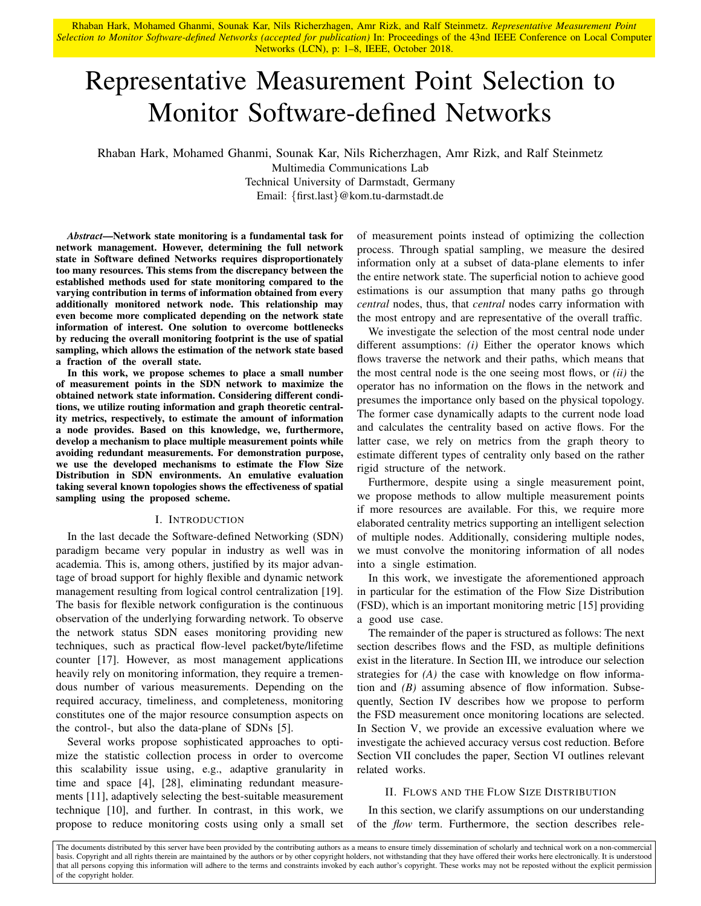Rhaban Hark, Mohamed Ghanmi, Sounak Kar, Nils Richerzhagen, Amr Rizk, and Ralf Steinmetz. *Representative Measurement Point Selection to Monitor Software-defined Networks (accepted for publication)* In: Proceedings of the 43nd IEEE Conference on Local Computer Networks (LCN), p: 1–8, IEEE, October 2018.

# Representative Measurement Point Selection to Monitor Software-defined Networks

Rhaban Hark, Mohamed Ghanmi, Sounak Kar, Nils Richerzhagen, Amr Rizk, and Ralf Steinmetz
Multimedia Communications Lab
Technical University of Darmstadt, Germany
Email: {first.last}@kom.tu-darmstadt.de

***Abstract*—Network state monitoring is a fundamental task for network management. However, determining the full network state in Software defined Networks requires disproportionately too many resources. This stems from the discrepancy between the established methods used for state monitoring compared to the varying contribution in terms of information obtained from every additionally monitored network node. This relationship may even become more complicated depending on the network state information of interest. One solution to overcome bottlenecks by reducing the overall monitoring footprint is the use of spatial sampling, which allows the estimation of the network state based a fraction of the overall state.**

**In this work, we propose schemes to place a small number of measurement points in the SDN network to maximize the obtained network state information. Considering different conditions, we utilize routing information and graph theoretic centrality metrics, respectively, to estimate the amount of information a node provides. Based on this knowledge, we, furthermore, develop a mechanism to place multiple measurement points while avoiding redundant measurements. For demonstration purpose, we use the developed mechanisms to estimate the Flow Size Distribution in SDN environments. An emulative evaluation taking several known topologies shows the effectiveness of spatial sampling using the proposed scheme.**

## I. Introduction

In the last decade the Software-defined Networking (SDN) paradigm became very popular in industry as well was in academia. This is, among others, justified by its major advantage of broad support for highly flexible and dynamic network management resulting from logical control centralization [19]. The basis for flexible network configuration is the continuous observation of the underlying forwarding network. To observe the network status SDN eases monitoring providing new techniques, such as practical flow-level packet/byte/lifetime counter [17]. However, as most management applications heavily rely on monitoring information, they require a tremendous number of various measurements. Depending on the required accuracy, timeliness, and completeness, monitoring constitutes one of the major resource consumption aspects on the control-, but also the data-plane of SDNs [5].

Several works propose sophisticated approaches to optimize the statistic collection process in order to overcome this scalability issue using, e.g., adaptive granularity in time and space [4], [28], eliminating redundant measurements [11], adaptively selecting the best-suitable measurement technique [10], and further. In contrast, in this work, we propose to reduce monitoring costs using only a small set of measurement points instead of optimizing the collection process. Through spatial sampling, we measure the desired information only at a subset of data-plane elements to infer the entire network state. The superficial notion to achieve good estimations is our assumption that many paths go through *central* nodes, thus, that *central* nodes carry information with the most entropy and are representative of the overall traffic.

We investigate the selection of the most central node under different assumptions: *(i)* Either the operator knows which flows traverse the network and their paths, which means that the most central node is the one seeing most flows, or *(ii)* the operator has no information on the flows in the network and presumes the importance only based on the physical topology. The former case dynamically adapts to the current node load and calculates the centrality based on active flows. For the latter case, we rely on metrics from the graph theory to estimate different types of centrality only based on the rather rigid structure of the network.

Furthermore, despite using a single measurement point, we propose methods to allow multiple measurement points if more resources are available. For this, we require more elaborated centrality metrics supporting an intelligent selection of multiple nodes. Additionally, considering multiple nodes, we must convolve the monitoring information of all nodes into a single estimation.

In this work, we investigate the aforementioned approach in particular for the estimation of the Flow Size Distribution (FSD), which is an important monitoring metric [15] providing a good use case.

The remainder of the paper is structured as follows: The next section describes flows and the FSD, as multiple definitions exist in the literature. In Section III, we introduce our selection strategies for *(A)* the case with knowledge on flow information and *(B)* assuming absence of flow information. Subsequently, Section IV describes how we propose to perform the FSD measurement once monitoring locations are selected. In Section V, we provide an excessive evaluation where we investigate the achieved accuracy versus cost reduction. Before Section VII concludes the paper, Section VI outlines relevant related works.

## II. Flows and the Flow Size Distribution

In this section, we clarify assumptions on our understanding of the *flow* term. Furthermore, the section describes rele-

The documents distributed by this server have been provided by the contributing authors as a means to ensure timely dissemination of scholarly and technical work on a non-commercial basis. Copyright and all rights therein are maintained by the authors or by other copyright holders, not withstanding that they have offered their works here electronically. It is understood that all persons copying this information will adhere to the terms and constraints invoked by each author's copyright. These works may not be reposted without the explicit permission of the copyright holder.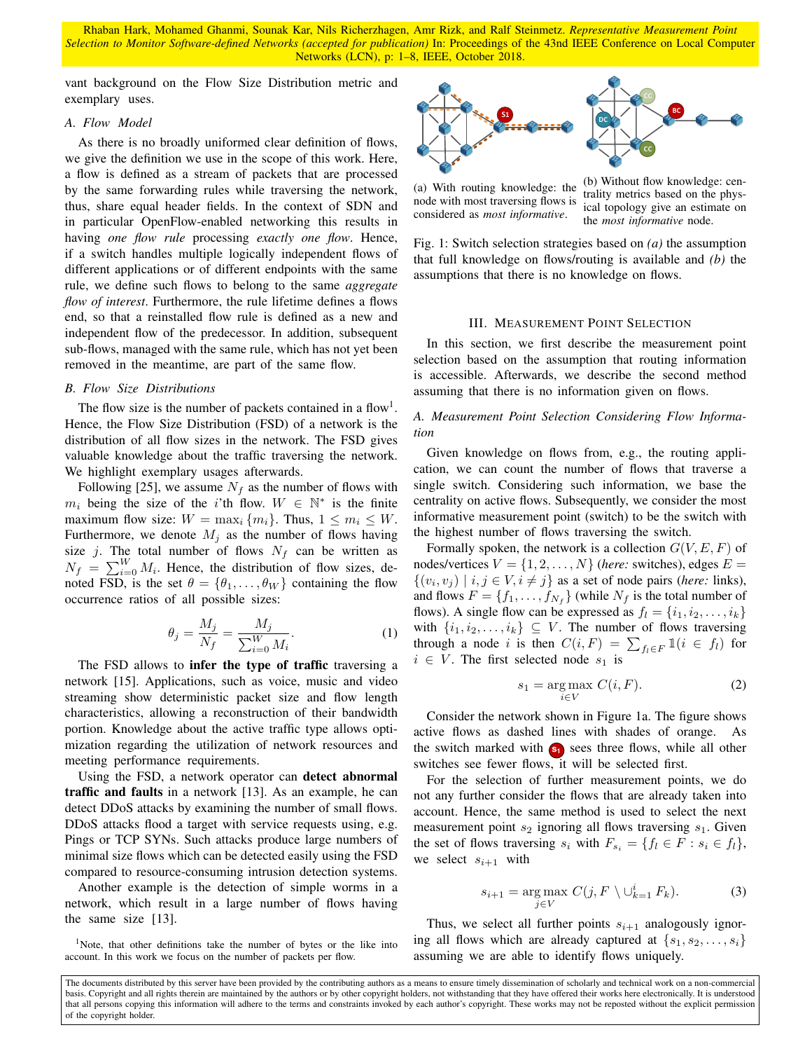vant background on the Flow Size Distribution metric and exemplary uses.

### A. Flow Model

As there is no broadly uniformed clear definition of flows, we give the definition we use in the scope of this work. Here, a flow is defined as a stream of packets that are processed by the same forwarding rules while traversing the network, thus, share equal header fields. In the context of SDN and in particular OpenFlow-enabled networking this results in having *one flow rule* processing *exactly one flow*. Hence, if a switch handles multiple logically independent flows of different applications or of different endpoints with the same rule, we define such flows to belong to the same *aggregate flow of interest*. Furthermore, the rule lifetime defines a flows end, so that a reinstalled flow rule is defined as a new and independent flow of the predecessor. In addition, subsequent sub-flows, managed with the same rule, which has not yet been removed in the meantime, are part of the same flow.

### B. Flow Size Distributions

The flow size is the number of packets contained in a flow[1]. Hence, the Flow Size Distribution (FSD) of a network is the distribution of all flow sizes in the network. The FSD gives valuable knowledge about the traffic traversing the network. We highlight exemplary usages afterwards.

Following [25], we assume $N_f$ as the number of flows with $m_i$ being the size of the $i$'th flow. $W \in \mathbb{N}^*$ is the finite maximum flow size: $W = \max_i \{m_i\}$. Thus, $1 \leq m_i \leq W$. Furthermore, we denote $M_j$ as the number of flows having size $j$. The total number of flows $N_f$ can be written as $N_f = \sum_{i=0}^{W} M_i$. Hence, the distribution of flow sizes, denoted FSD, is the set $\theta = \{\theta_1, \dots, \theta_W\}$ containing the flow occurrence ratios of all possible sizes:

$$\theta_j = \frac{M_j}{N_f} = \frac{M_j}{\sum_{i=0}^{W} M_i}. \tag{1}$$

The FSD allows to **infer the type of traffic** traversing a network [15]. Applications, such as voice, music and video streaming show deterministic packet size and flow length characteristics, allowing a reconstruction of their bandwidth portion. Knowledge about the active traffic type allows optimization regarding the utilization of network resources and meeting performance requirements.

Using the FSD, a network operator can **detect abnormal traffic and faults** in a network [13]. As an example, he can detect DDoS attacks by examining the number of small flows. DDoS attacks flood a target with service requests using, e.g. Pings or TCP SYNs. Such attacks produce large numbers of minimal size flows which can be detected easily using the FSD compared to resource-consuming intrusion detection systems.

Another example is the detection of simple worms in a network, which result in a large number of flows having the same size [13].

[1]Note, that other definitions take the number of bytes or the like into account. In this work we focus on the number of packets per flow.

(a) With routing knowledge: the node with most traversing flows is considered as *most informative*.

(b) Without flow knowledge: centrality metrics based on the physical topology give an estimate on the *most informative* node.

Fig. 1: Switch selection strategies based on *(a)* the assumption that full knowledge on flows/routing is available and *(b)* the assumptions that there is no knowledge on flows.

## III. Measurement Point Selection

In this section, we first describe the measurement point selection based on the assumption that routing information is accessible. Afterwards, we describe the second method assuming that there is no information given on flows.

### A. Measurement Point Selection Considering Flow Information

Given knowledge on flows from, e.g., the routing application, we can count the number of flows that traverse a single switch. Considering such information, we base the centrality on active flows. Subsequently, we consider the most informative measurement point (switch) to be the switch with the highest number of flows traversing the switch.

Formally spoken, the network is a collection $G(V, E, F)$ of nodes/vertices $V = \{1, 2, \dots, N\}$ (*here:* switches), edges $E = \{(v_i, v_j) \mid i, j \in V, i \neq j\}$ as a set of node pairs (*here:* links), and flows $F = \{f_1, \dots, f_{N_f}\}$ (while $N_f$ is the total number of flows). A single flow can be expressed as $f_l = \{i_1, i_2, \dots, i_k\}$ with $\{i_1, i_2, \dots, i_k\} \subseteq V$. The number of flows traversing through a node $i$ is then $C(i, F) = \sum_{f_l \in F} \mathbb{1}(i \in f_l)$ for $i \in V$. The first selected node $s_1$ is

$$s_1 = \underset{i \in V}{\arg\max}\ C(i, F). \tag{2}$$

Consider the network shown in Figure 1a. The figure shows active flows as dashed lines with shades of orange. As the switch marked with $s_1$ sees three flows, while all other switches see fewer flows, it will be selected first.

For the selection of further measurement points, we do not any further consider the flows that are already taken into account. Hence, the same method is used to select the next measurement point $s_2$ ignoring all flows traversing $s_1$. Given the set of flows traversing $s_i$ with $F_{s_i} = \{f_l \in F : s_i \in f_l\}$, we select $s_{i+1}$ with

$$s_{i+1} = \underset{j \in V}{\arg\max}\ C(j, F \setminus \cup_{k=1}^{i} F_k). \tag{3}$$

Thus, we select all further points $s_{i+1}$ analogously ignoring all flows which are already captured at $\{s_1, s_2, \dots, s_i\}$ assuming we are able to identify flows uniquely.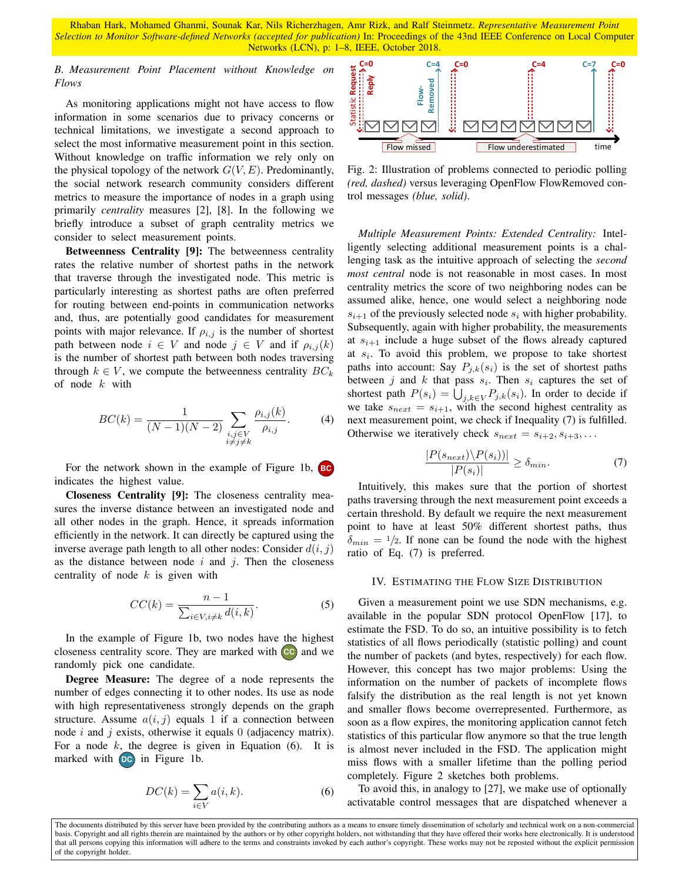### B. Measurement Point Placement without Knowledge on Flows

As monitoring applications might not have access to flow information in some scenarios due to privacy concerns or technical limitations, we investigate a second approach to select the most informative measurement point in this section. Without knowledge on traffic information we rely only on the physical topology of the network $G(V,E)$. Predominantly, the social network research community considers different metrics to measure the importance of nodes in a graph using primarily *centrality* measures [2], [8]. In the following we briefly introduce a subset of graph centrality metrics we consider to select measurement points.

**Betweenness Centrality [9]:** The betweenness centrality rates the relative number of shortest paths in the network that traverse through the investigated node. This metric is particularly interesting as shortest paths are often preferred for routing between end-points in communication networks and, thus, are potentially good candidates for measurement points with major relevance. If $\rho_{i,j}$ is the number of shortest path between node $i \in V$ and node $j \in V$ and if $\rho_{i,j}(k)$ is the number of shortest path between both nodes traversing through $k \in V$, we compute the betweenness centrality $BC_k$ of node $k$ with

$$BC(k) = \frac{1}{(N-1)(N-2)} \sum_{\substack{i,j \in V \\ i \neq j \neq k}} \frac{\rho_{i,j}(k)}{\rho_{i,j}}. \tag{4}$$

For the network shown in the example of Figure 1b, BC indicates the highest value.

**Closeness Centrality [9]:** The closeness centrality measures the inverse distance between an investigated node and all other nodes in the graph. Hence, it spreads information efficiently in the network. It can directly be captured using the inverse average path length to all other nodes: Consider $d(i,j)$ as the distance between node $i$ and $j$. Then the closeness centrality of node $k$ is given with

$$CC(k) = \frac{n-1}{\sum_{i \in V, i \neq k} d(i,k)}. \tag{5}$$

In the example of Figure 1b, two nodes have the highest closeness centrality score. They are marked with CC and we randomly pick one candidate.

**Degree Measure:** The degree of a node represents the number of edges connecting it to other nodes. Its use as node with high representativeness strongly depends on the graph structure. Assume $a(i,j)$ equals 1 if a connection between node $i$ and $j$ exists, otherwise it equals 0 (adjacency matrix). For a node $k$, the degree is given in Equation (6). It is marked with DC in Figure 1b.

$$DC(k) = \sum_{i \in V} a(i,k). \tag{6}$$

Fig. 2: Illustration of problems connected to periodic polling *(red, dashed)* versus leveraging OpenFlow FlowRemoved control messages *(blue, solid)*.

*Multiple Measurement Points: Extended Centrality:* Intelligently selecting additional measurement points is a challenging task as the intuitive approach of selecting the *second most central* node is not reasonable in most cases. In most centrality metrics the score of two neighboring nodes can be assumed alike, hence, one would select a neighboring node $s_{i+1}$ of the previously selected node $s_i$ with higher probability. Subsequently, again with higher probability, the measurements at $s_{i+1}$ include a huge subset of the flows already captured at $s_i$. To avoid this problem, we propose to take shortest paths into account: Say $P_{j,k}(s_i)$ is the set of shortest paths between $j$ and $k$ that pass $s_i$. Then $s_i$ captures the set of shortest path $P(s_i) = \bigcup_{j,k \in V} P_{j,k}(s_i)$. In order to decide if we take $s_{next} = s_{i+1}$, with the second highest centrality as next measurement point, we check if Inequality (7) is fulfilled. Otherwise we iteratively check $s_{next} = s_{i+2}, s_{i+3}, \ldots$

$$\frac{|P(s_{next}) \backslash P(s_i))|}{|P(s_i)|} \geq \delta_{min}. \tag{7}$$

Intuitively, this makes sure that the portion of shortest paths traversing through the next measurement point exceeds a certain threshold. By default we require the next measurement point to have at least 50% different shortest paths, thus $\delta_{min} = 1/2$. If none can be found the node with the highest ratio of Eq. (7) is preferred.

## IV. Estimating the Flow Size Distribution

Given a measurement point we use SDN mechanisms, e.g. available in the popular SDN protocol OpenFlow [17], to estimate the FSD. To do so, an intuitive possibility is to fetch statistics of all flows periodically (statistic polling) and count the number of packets (and bytes, respectively) for each flow. However, this concept has two major problems: Using the information on the number of packets of incomplete flows falsify the distribution as the real length is not yet known and smaller flows become overrepresented. Furthermore, as soon as a flow expires, the monitoring application cannot fetch statistics of this particular flow anymore so that the true length is almost never included in the FSD. The application might miss flows with a smaller lifetime than the polling period completely. Figure 2 sketches both problems.

To avoid this, in analogy to [27], we make use of optionally activatable control messages that are dispatched whenever a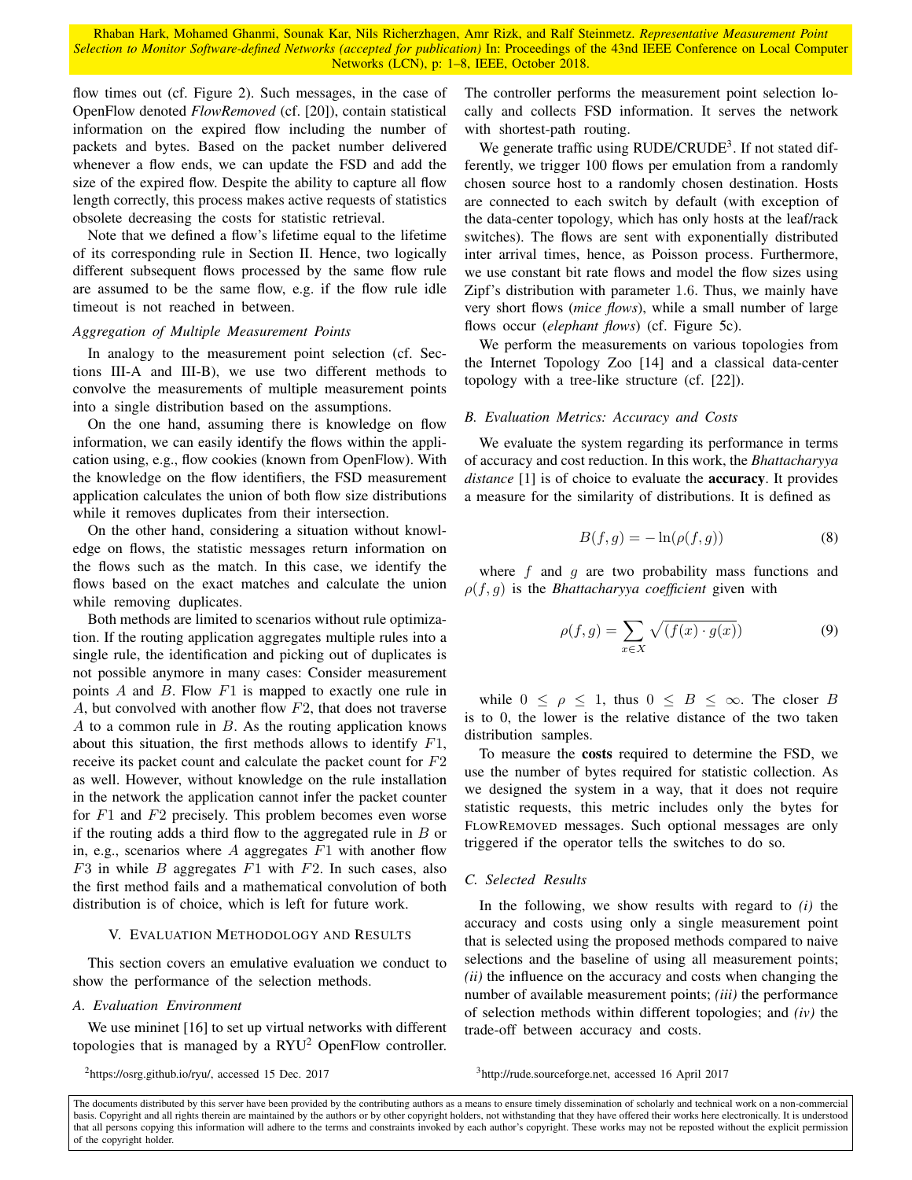flow times out (cf. Figure 2). Such messages, in the case of OpenFlow denoted *FlowRemoved* (cf. [20]), contain statistical information on the expired flow including the number of packets and bytes. Based on the packet number delivered whenever a flow ends, we can update the FSD and add the size of the expired flow. Despite the ability to capture all flow length correctly, this process makes active requests of statistics obsolete decreasing the costs for statistic retrieval.

Note that we defined a flow's lifetime equal to the lifetime of its corresponding rule in Section II. Hence, two logically different subsequent flows processed by the same flow rule are assumed to be the same flow, e.g. if the flow rule idle timeout is not reached in between.

*Aggregation of Multiple Measurement Points*

In analogy to the measurement point selection (cf. Sections III-A and III-B), we use two different methods to convolve the measurements of multiple measurement points into a single distribution based on the assumptions.

On the one hand, assuming there is knowledge on flow information, we can easily identify the flows within the application using, e.g., flow cookies (known from OpenFlow). With the knowledge on the flow identifiers, the FSD measurement application calculates the union of both flow size distributions while it removes duplicates from their intersection.

On the other hand, considering a situation without knowledge on flows, the statistic messages return information on the flows such as the match. In this case, we identify the flows based on the exact matches and calculate the union while removing duplicates.

Both methods are limited to scenarios without rule optimization. If the routing application aggregates multiple rules into a single rule, the identification and picking out of duplicates is not possible anymore in many cases: Consider measurement points $A$ and $B$. Flow $F1$ is mapped to exactly one rule in $A$, but convolved with another flow $F2$, that does not traverse $A$ to a common rule in $B$. As the routing application knows about this situation, the first methods allows to identify $F1$, receive its packet count and calculate the packet count for $F2$ as well. However, without knowledge on the rule installation in the network the application cannot infer the packet counter for $F1$ and $F2$ precisely. This problem becomes even worse if the routing adds a third flow to the aggregated rule in $B$ or in, e.g., scenarios where $A$ aggregates $F1$ with another flow $F3$ in while $B$ aggregates $F1$ with $F2$. In such cases, also the first method fails and a mathematical convolution of both distribution is of choice, which is left for future work.

## V. Evaluation Methodology and Results

This section covers an emulative evaluation we conduct to show the performance of the selection methods.

### A. Evaluation Environment

We use mininet [16] to set up virtual networks with different topologies that is managed by a RYU[2] OpenFlow controller. The controller performs the measurement point selection locally and collects FSD information. It serves the network with shortest-path routing.

We generate traffic using RUDE/CRUDE[3]. If not stated differently, we trigger 100 flows per emulation from a randomly chosen source host to a randomly chosen destination. Hosts are connected to each switch by default (with exception of the data-center topology, which has only hosts at the leaf/rack switches). The flows are sent with exponentially distributed inter arrival times, hence, as Poisson process. Furthermore, we use constant bit rate flows and model the flow sizes using Zipf's distribution with parameter 1.6. Thus, we mainly have very short flows (*mice flows*), while a small number of large flows occur (*elephant flows*) (cf. Figure 5c).

We perform the measurements on various topologies from the Internet Topology Zoo [14] and a classical data-center topology with a tree-like structure (cf. [22]).

### B. Evaluation Metrics: Accuracy and Costs

We evaluate the system regarding its performance in terms of accuracy and cost reduction. In this work, the *Bhattacharyya distance* [1] is of choice to evaluate the **accuracy**. It provides a measure for the similarity of distributions. It is defined as

$$B(f, g) = -\ln(\rho(f, g)) \tag{8}$$

where $f$ and $g$ are two probability mass functions and $\rho(f, g)$ is the *Bhattacharyya coefficient* given with

$$\rho(f, g) = \sum_{x \in X} \sqrt{(f(x) \cdot g(x))} \tag{9}$$

while $0 \leq \rho \leq 1$, thus $0 \leq B \leq \infty$. The closer $B$ is to 0, the lower is the relative distance of the two taken distribution samples.

To measure the **costs** required to determine the FSD, we use the number of bytes required for statistic collection. As we designed the system in a way, that it does not require statistic requests, this metric includes only the bytes for FlowRemoved messages. Such optional messages are only triggered if the operator tells the switches to do so.

### C. Selected Results

In the following, we show results with regard to *(i)* the accuracy and costs using only a single measurement point that is selected using the proposed methods compared to naive selections and the baseline of using all measurement points; *(ii)* the influence on the accuracy and costs when changing the number of available measurement points; *(iii)* the performance of selection methods within different topologies; and *(iv)* the trade-off between accuracy and costs.

[2]https://osrg.github.io/ryu/, accessed 15 Dec. 2017

[3]http://rude.sourceforge.net, accessed 16 April 2017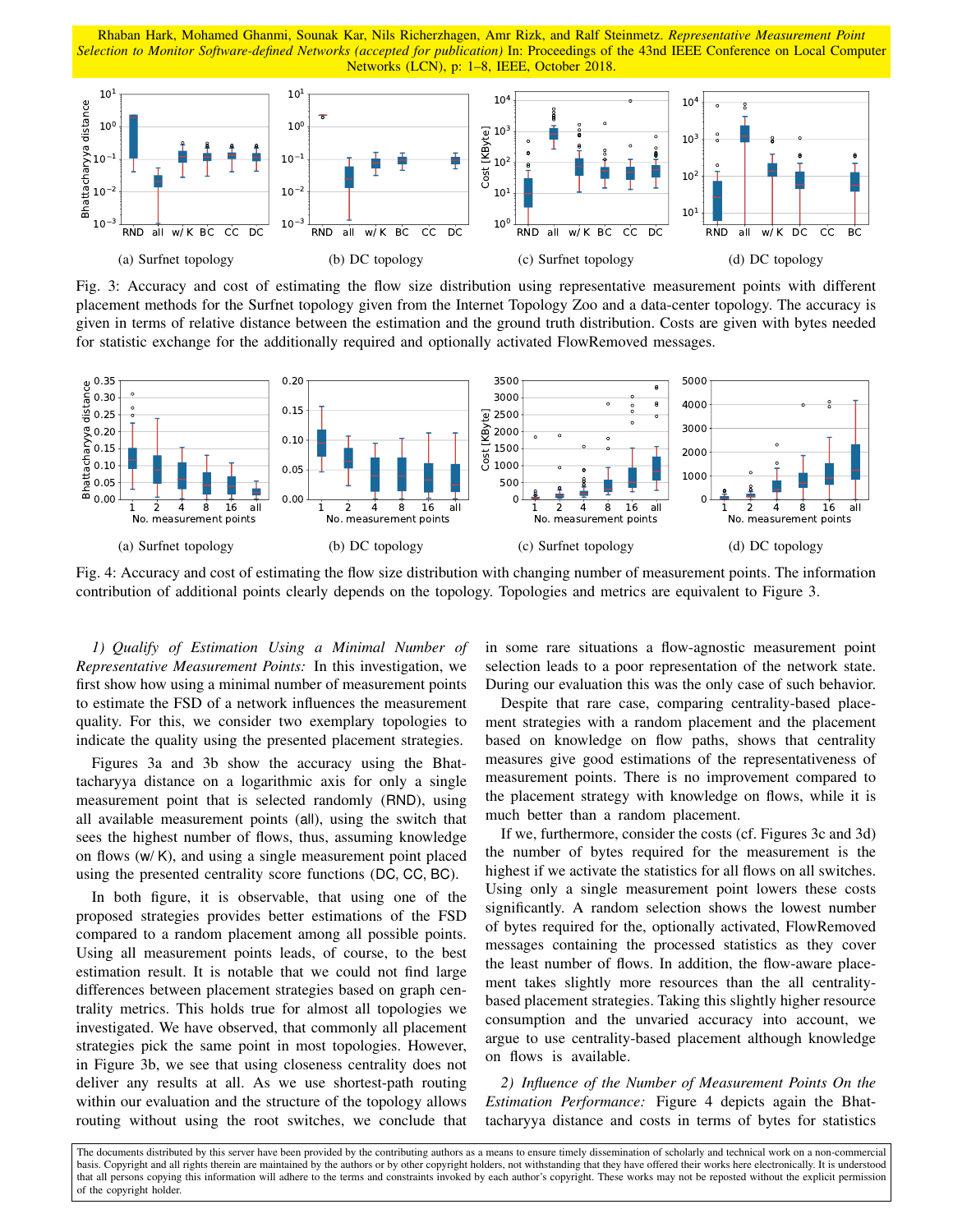(a) Surfnet topology (b) DC topology (c) Surfnet topology (d) DC topology

Fig. 3: Accuracy and cost of estimating the flow size distribution using representative measurement points with different placement methods for the Surfnet topology given from the Internet Topology Zoo and a data-center topology. The accuracy is given in terms of relative distance between the estimation and the ground truth distribution. Costs are given with bytes needed for statistic exchange for the additionally required and optionally activated FlowRemoved messages.

(a) Surfnet topology (b) DC topology (c) Surfnet topology (d) DC topology

Fig. 4: Accuracy and cost of estimating the flow size distribution with changing number of measurement points. The information contribution of additional points clearly depends on the topology. Topologies and metrics are equivalent to Figure 3.

*1) Qualify of Estimation Using a Minimal Number of Representative Measurement Points:* In this investigation, we first show how using a minimal number of measurement points to estimate the FSD of a network influences the measurement quality. For this, we consider two exemplary topologies to indicate the quality using the presented placement strategies.

Figures 3a and 3b show the accuracy using the Bhattacharyya distance on a logarithmic axis for only a single measurement point that is selected randomly (RND), using all available measurement points (all), using the switch that sees the highest number of flows, thus, assuming knowledge on flows (w/ K), and using a single measurement point placed using the presented centrality score functions (DC, CC, BC).

In both figure, it is observable, that using one of the proposed strategies provides better estimations of the FSD compared to a random placement among all possible points. Using all measurement points leads, of course, to the best estimation result. It is notable that we could not find large differences between placement strategies based on graph centrality metrics. This holds true for almost all topologies we investigated. We have observed, that commonly all placement strategies pick the same point in most topologies. However, in Figure 3b, we see that using closeness centrality does not deliver any results at all. As we use shortest-path routing within our evaluation and the structure of the topology allows routing without using the root switches, we conclude that in some rare situations a flow-agnostic measurement point selection leads to a poor representation of the network state. During our evaluation this was the only case of such behavior.

Despite that rare case, comparing centrality-based placement strategies with a random placement and the placement based on knowledge on flow paths, shows that centrality measures give good estimations of the representativeness of measurement points. There is no improvement compared to the placement strategy with knowledge on flows, while it is much better than a random placement.

If we, furthermore, consider the costs (cf. Figures 3c and 3d) the number of bytes required for the measurement is the highest if we activate the statistics for all flows on all switches. Using only a single measurement point lowers these costs significantly. A random selection shows the lowest number of bytes required for the, optionally activated, FlowRemoved messages containing the processed statistics as they cover the least number of flows. In addition, the flow-aware placement takes slightly more resources than the all centrality-based placement strategies. Taking this slightly higher resource consumption and the unvaried accuracy into account, we argue to use centrality-based placement although knowledge on flows is available.

*2) Influence of the Number of Measurement Points On the Estimation Performance:* Figure 4 depicts again the Bhattacharyya distance and costs in terms of bytes for statistics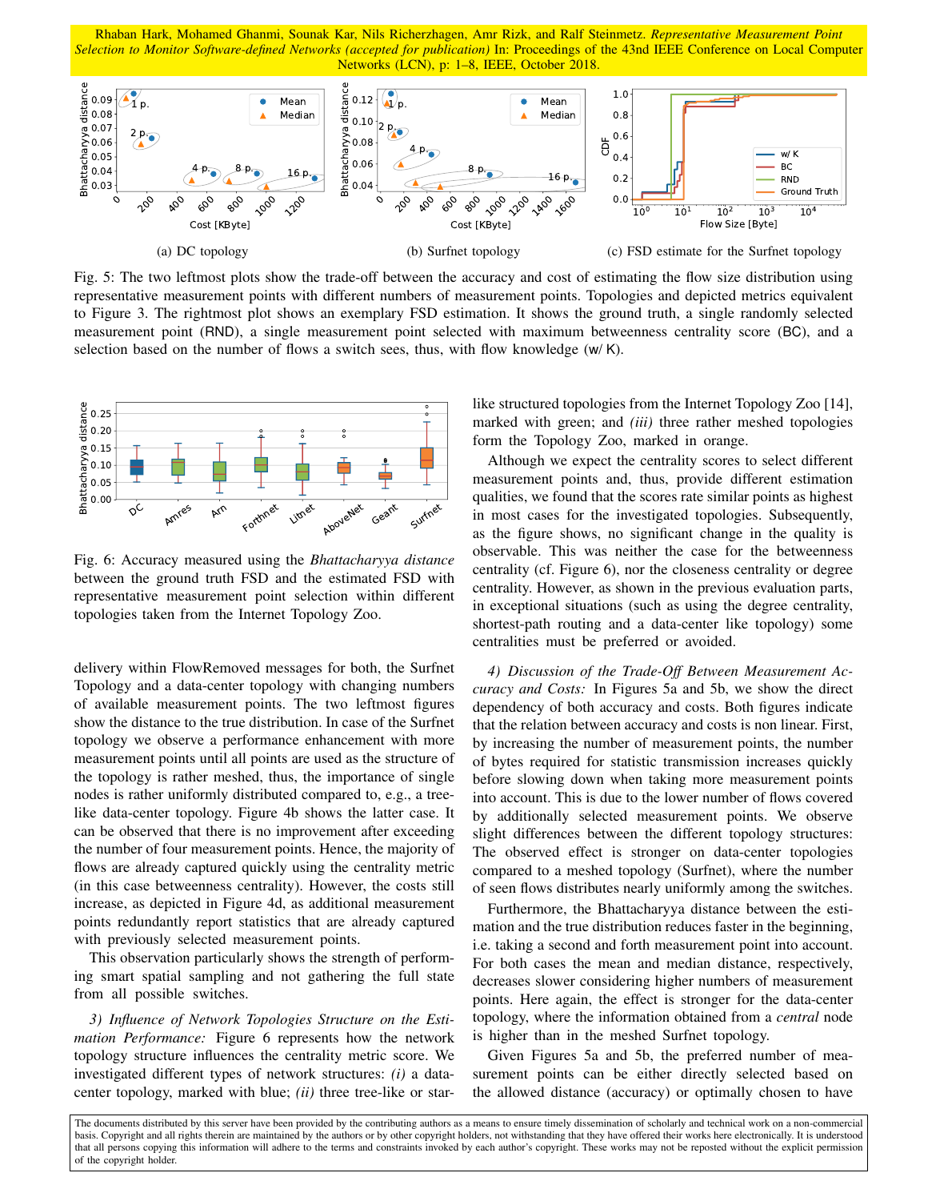Rhaban Hark, Mohamed Ghanmi, Sounak Kar, Nils Richerzhagen, Amr Rizk, and Ralf Steinmetz. *Representative Measurement Point Selection to Monitor Software-defined Networks (accepted for publication)* In: Proceedings of the 43nd IEEE Conference on Local Computer Networks (LCN), p: 1–8, IEEE, October 2018.

(a) DC topology

(b) Surfnet topology

(c) FSD estimate for the Surfnet topology

Fig. 5: The two leftmost plots show the trade-off between the accuracy and cost of estimating the flow size distribution using representative measurement points with different numbers of measurement points. Topologies and depicted metrics equivalent to Figure 3. The rightmost plot shows an exemplary FSD estimation. It shows the ground truth, a single randomly selected measurement point (RND), a single measurement point selected with maximum betweenness centrality score (BC), and a selection based on the number of flows a switch sees, thus, with flow knowledge (w/ K).

Fig. 6: Accuracy measured using the *Bhattacharyya distance* between the ground truth FSD and the estimated FSD with representative measurement point selection within different topologies taken from the Internet Topology Zoo.

delivery within FlowRemoved messages for both, the Surfnet Topology and a data-center topology with changing numbers of available measurement points. The two leftmost figures show the distance to the true distribution. In case of the Surfnet topology we observe a performance enhancement with more measurement points until all points are used as the structure of the topology is rather meshed, thus, the importance of single nodes is rather uniformly distributed compared to, e.g., a tree-like data-center topology. Figure 4b shows the latter case. It can be observed that there is no improvement after exceeding the number of four measurement points. Hence, the majority of flows are already captured quickly using the centrality metric (in this case betweenness centrality). However, the costs still increase, as depicted in Figure 4d, as additional measurement points redundantly report statistics that are already captured with previously selected measurement points.

This observation particularly shows the strength of performing smart spatial sampling and not gathering the full state from all possible switches.

*3) Influence of Network Topologies Structure on the Estimation Performance:* Figure 6 represents how the network topology structure influences the centrality metric score. We investigated different types of network structures: *(i)* a data-center topology, marked with blue; *(ii)* three tree-like or star-like structured topologies from the Internet Topology Zoo [14], marked with green; and *(iii)* three rather meshed topologies form the Topology Zoo, marked in orange.

Although we expect the centrality scores to select different measurement points and, thus, provide different estimation qualities, we found that the scores rate similar points as highest in most cases for the investigated topologies. Subsequently, as the figure shows, no significant change in the quality is observable. This was neither the case for the betweenness centrality (cf. Figure 6), nor the closeness centrality or degree centrality. However, as shown in the previous evaluation parts, in exceptional situations (such as using the degree centrality, shortest-path routing and a data-center like topology) some centralities must be preferred or avoided.

*4) Discussion of the Trade-Off Between Measurement Accuracy and Costs:* In Figures 5a and 5b, we show the direct dependency of both accuracy and costs. Both figures indicate that the relation between accuracy and costs is non linear. First, by increasing the number of measurement points, the number of bytes required for statistic transmission increases quickly before slowing down when taking more measurement points into account. This is due to the lower number of flows covered by additionally selected measurement points. We observe slight differences between the different topology structures: The observed effect is stronger on data-center topologies compared to a meshed topology (Surfnet), where the number of seen flows distributes nearly uniformly among the switches.

Furthermore, the Bhattacharyya distance between the estimation and the true distribution reduces faster in the beginning, i.e. taking a second and forth measurement point into account. For both cases the mean and median distance, respectively, decreases slower considering higher numbers of measurement points. Here again, the effect is stronger for the data-center topology, where the information obtained from a *central* node is higher than in the meshed Surfnet topology.

Given Figures 5a and 5b, the preferred number of measurement points can be either directly selected based on the allowed distance (accuracy) or optimally chosen to have

The documents distributed by this server have been provided by the contributing authors as a means to ensure timely dissemination of scholarly and technical work on a non-commercial basis. Copyright and all rights therein are maintained by the authors or by other copyright holders, not withstanding that they have offered their works here electronically. It is understood that all persons copying this information will adhere to the terms and constraints invoked by each author's copyright. These works may not be reposted without the explicit permission of the copyright holder.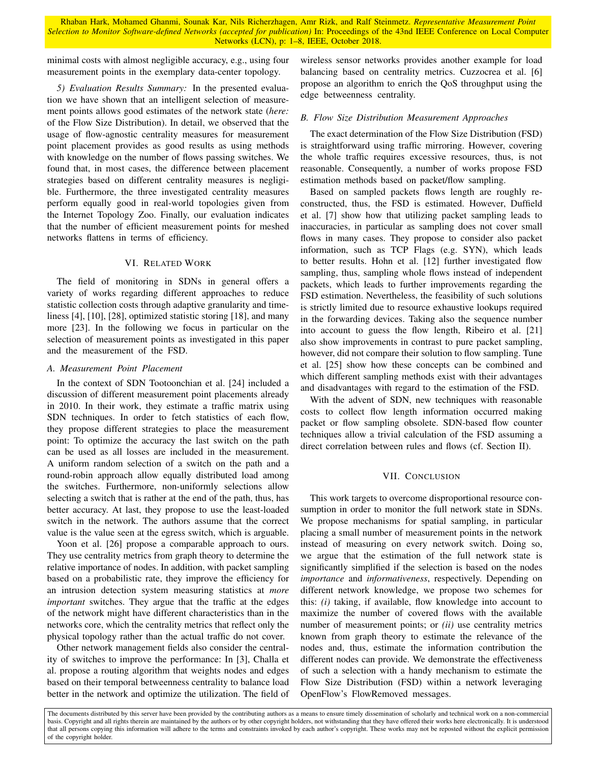minimal costs with almost negligible accuracy, e.g., using four measurement points in the exemplary data-center topology.

*5) Evaluation Results Summary:* In the presented evaluation we have shown that an intelligent selection of measurement points allows good estimates of the network state (*here:* of the Flow Size Distribution). In detail, we observed that the usage of flow-agnostic centrality measures for measurement point placement provides as good results as using methods with knowledge on the number of flows passing switches. We found that, in most cases, the difference between placement strategies based on different centrality measures is negligible. Furthermore, the three investigated centrality measures perform equally good in real-world topologies given from the Internet Topology Zoo. Finally, our evaluation indicates that the number of efficient measurement points for meshed networks flattens in terms of efficiency.

## VI. Related Work

The field of monitoring in SDNs in general offers a variety of works regarding different approaches to reduce statistic collection costs through adaptive granularity and timeliness [4], [10], [28], optimized statistic storing [18], and many more [23]. In the following we focus in particular on the selection of measurement points as investigated in this paper and the measurement of the FSD.

### A. Measurement Point Placement

In the context of SDN Tootoonchian et al. [24] included a discussion of different measurement point placements already in 2010. In their work, they estimate a traffic matrix using SDN techniques. In order to fetch statistics of each flow, they propose different strategies to place the measurement point: To optimize the accuracy the last switch on the path can be used as all losses are included in the measurement. A uniform random selection of a switch on the path and a round-robin approach allow equally distributed load among the switches. Furthermore, non-uniformly selections allow selecting a switch that is rather at the end of the path, thus, has better accuracy. At last, they propose to use the least-loaded switch in the network. The authors assume that the correct value is the value seen at the egress switch, which is arguable.

Yoon et al. [26] propose a comparable approach to ours. They use centrality metrics from graph theory to determine the relative importance of nodes. In addition, with packet sampling based on a probabilistic rate, they improve the efficiency for an intrusion detection system measuring statistics at *more important* switches. They argue that the traffic at the edges of the network might have different characteristics than in the networks core, which the centrality metrics that reflect only the physical topology rather than the actual traffic do not cover.

Other network management fields also consider the centrality of switches to improve the performance: In [3], Challa et al. propose a routing algorithm that weights nodes and edges based on their temporal betweenness centrality to balance load better in the network and optimize the utilization. The field of wireless sensor networks provides another example for load balancing based on centrality metrics. Cuzzocrea et al. [6] propose an algorithm to enrich the QoS throughput using the edge betweenness centrality.

### B. Flow Size Distribution Measurement Approaches

The exact determination of the Flow Size Distribution (FSD) is straightforward using traffic mirroring. However, covering the whole traffic requires excessive resources, thus, is not reasonable. Consequently, a number of works propose FSD estimation methods based on packet/flow sampling.

Based on sampled packets flows length are roughly reconstructed, thus, the FSD is estimated. However, Duffield et al. [7] show how that utilizing packet sampling leads to inaccuracies, in particular as sampling does not cover small flows in many cases. They propose to consider also packet information, such as TCP Flags (e.g. SYN), which leads to better results. Hohn et al. [12] further investigated flow sampling, thus, sampling whole flows instead of independent packets, which leads to further improvements regarding the FSD estimation. Nevertheless, the feasibility of such solutions is strictly limited due to resource exhaustive lookups required in the forwarding devices. Taking also the sequence number into account to guess the flow length, Ribeiro et al. [21] also show improvements in contrast to pure packet sampling, however, did not compare their solution to flow sampling. Tune et al. [25] show how these concepts can be combined and which different sampling methods exist with their advantages and disadvantages with regard to the estimation of the FSD.

With the advent of SDN, new techniques with reasonable costs to collect flow length information occurred making packet or flow sampling obsolete. SDN-based flow counter techniques allow a trivial calculation of the FSD assuming a direct correlation between rules and flows (cf. Section II).

## VII. Conclusion

This work targets to overcome disproportional resource consumption in order to monitor the full network state in SDNs. We propose mechanisms for spatial sampling, in particular placing a small number of measurement points in the network instead of measuring on every network switch. Doing so, we argue that the estimation of the full network state is significantly simplified if the selection is based on the nodes *importance* and *informativeness*, respectively. Depending on different network knowledge, we propose two schemes for this: *(i)* taking, if available, flow knowledge into account to maximize the number of covered flows with the available number of measurement points; or *(ii)* use centrality metrics known from graph theory to estimate the relevance of the nodes and, thus, estimate the information contribution the different nodes can provide. We demonstrate the effectiveness of such a selection with a handy mechanism to estimate the Flow Size Distribution (FSD) within a network leveraging OpenFlow's FlowRemoved messages.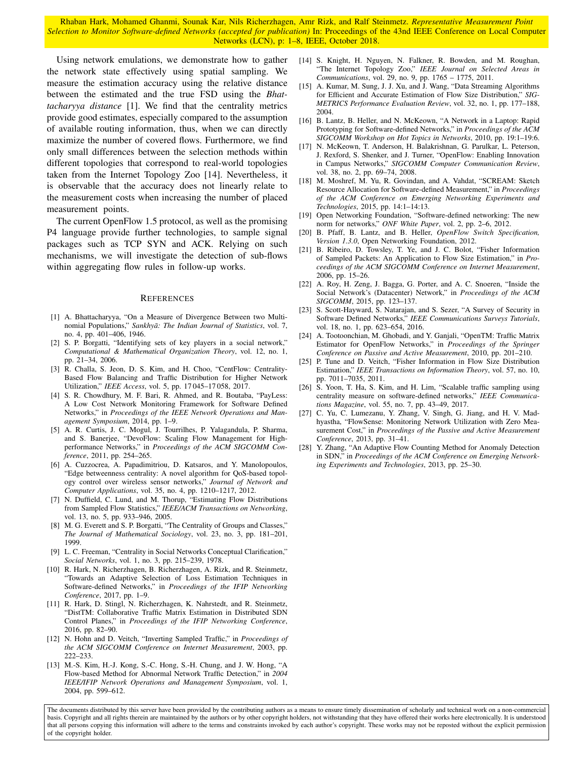Using network emulations, we demonstrate how to gather the network state effectively using spatial sampling. We measure the estimation accuracy using the relative distance between the estimated and the true FSD using the *Bhattacharyya distance* [1]. We find that the centrality metrics provide good estimates, especially compared to the assumption of available routing information, thus, when we can directly maximize the number of covered flows. Furthermore, we find only small differences between the selection methods within different topologies that correspond to real-world topologies taken from the Internet Topology Zoo [14]. Nevertheless, it is observable that the accuracy does not linearly relate to the measurement costs when increasing the number of placed measurement points.

The current OpenFlow 1.5 protocol, as well as the promising P4 language provide further technologies, to sample signal packages such as TCP SYN and ACK. Relying on such mechanisms, we will investigate the detection of sub-flows within aggregating flow rules in follow-up works.

## References

[1] A. Bhattacharyya, "On a Measure of Divergence Between two Multinomial Populations," *Sankhyā: The Indian Journal of Statistics*, vol. 7, no. 4, pp. 401–406, 1946.

[2] S. P. Borgatti, "Identifying sets of key players in a social network," *Computational & Mathematical Organization Theory*, vol. 12, no. 1, pp. 21–34, 2006.

[3] R. Challa, S. Jeon, D. S. Kim, and H. Choo, "CentFlow: Centrality-Based Flow Balancing and Traffic Distribution for Higher Network Utilization," *IEEE Access*, vol. 5, pp. 17 045–17 058, 2017.

[4] S. R. Chowdhury, M. F. Bari, R. Ahmed, and R. Boutaba, "PayLess: A Low Cost Network Monitoring Framework for Software Defined Networks," in *Proceedings of the IEEE Network Operations and Management Symposium*, 2014, pp. 1–9.

[5] A. R. Curtis, J. C. Mogul, J. Tourrilhes, P. Yalagandula, P. Sharma, and S. Banerjee, "DevoFlow: Scaling Flow Management for High-performance Networks," in *Proceedings of the ACM SIGCOMM Conference*, 2011, pp. 254–265.

[6] A. Cuzzocrea, A. Papadimitriou, D. Katsaros, and Y. Manolopoulos, "Edge betweenness centrality: A novel algorithm for QoS-based topology control over wireless sensor networks," *Journal of Network and Computer Applications*, vol. 35, no. 4, pp. 1210–1217, 2012.

[7] N. Duffield, C. Lund, and M. Thorup, "Estimating Flow Distributions from Sampled Flow Statistics," *IEEE/ACM Transactions on Networking*, vol. 13, no. 5, pp. 933–946, 2005.

[8] M. G. Everett and S. P. Borgatti, "The Centrality of Groups and Classes," *The Journal of Mathematical Sociology*, vol. 23, no. 3, pp. 181–201, 1999.

[9] L. C. Freeman, "Centrality in Social Networks Conceptual Clarification," *Social Networks*, vol. 1, no. 3, pp. 215–239, 1978.

[10] R. Hark, N. Richerzhagen, B. Richerzhagen, A. Rizk, and R. Steinmetz, "Towards an Adaptive Selection of Loss Estimation Techniques in Software-defined Networks," in *Proceedings of the IFIP Networking Conference*, 2017, pp. 1–9.

[11] R. Hark, D. Stingl, N. Richerzhagen, K. Nahrstedt, and R. Steinmetz, "DistTM: Collaborative Traffic Matrix Estimation in Distributed SDN Control Planes," in *Proceedings of the IFIP Networking Conference*, 2016, pp. 82–90.

[12] N. Hohn and D. Veitch, "Inverting Sampled Traffic," in *Proceedings of the ACM SIGCOMM Conference on Internet Measurement*, 2003, pp. 222–233.

[13] M.-S. Kim, H.-J. Kong, S.-C. Hong, S.-H. Chung, and J. W. Hong, "A Flow-based Method for Abnormal Network Traffic Detection," in *2004 IEEE/IFIP Network Operations and Management Symposium*, vol. 1, 2004, pp. 599–612.

[14] S. Knight, H. Nguyen, N. Falkner, R. Bowden, and M. Roughan, "The Internet Topology Zoo," *IEEE Journal on Selected Areas in Communications*, vol. 29, no. 9, pp. 1765 – 1775, 2011.

[15] A. Kumar, M. Sung, J. J. Xu, and J. Wang, "Data Streaming Algorithms for Efficient and Accurate Estimation of Flow Size Distribution," *SIGMETRICS Performance Evaluation Review*, vol. 32, no. 1, pp. 177–188, 2004.

[16] B. Lantz, B. Heller, and N. McKeown, "A Network in a Laptop: Rapid Prototyping for Software-defined Networks," in *Proceedings of the ACM SIGCOMM Workshop on Hot Topics in Networks*, 2010, pp. 19:1–19:6.

[17] N. McKeown, T. Anderson, H. Balakrishnan, G. Parulkar, L. Peterson, J. Rexford, S. Shenker, and J. Turner, "OpenFlow: Enabling Innovation in Campus Networks," *SIGCOMM Computer Communication Review*, vol. 38, no. 2, pp. 69–74, 2008.

[18] M. Moshref, M. Yu, R. Govindan, and A. Vahdat, "SCREAM: Sketch Resource Allocation for Software-defined Measurement," in *Proceedings of the ACM Conference on Emerging Networking Experiments and Technologies*, 2015, pp. 14:1–14:13.

[19] Open Networking Foundation, "Software-defined networking: The new norm for networks," *ONF White Paper*, vol. 2, pp. 2–6, 2012.

[20] B. Pfaff, B. Lantz, and B. Heller, *OpenFlow Switch Specification, Version 1.3.0*, Open Networking Foundation, 2012.

[21] B. Ribeiro, D. Towsley, T. Ye, and J. C. Bolot, "Fisher Information of Sampled Packets: An Application to Flow Size Estimation," in *Proceedings of the ACM SIGCOMM Conference on Internet Measurement*, 2006, pp. 15–26.

[22] A. Roy, H. Zeng, J. Bagga, G. Porter, and A. C. Snoeren, "Inside the Social Network's (Datacenter) Network," in *Proceedings of the ACM SIGCOMM*, 2015, pp. 123–137.

[23] S. Scott-Hayward, S. Natarajan, and S. Sezer, "A Survey of Security in Software Defined Networks," *IEEE Communications Surveys Tutorials*, vol. 18, no. 1, pp. 623–654, 2016.

[24] A. Tootoonchian, M. Ghobadi, and Y. Ganjali, "OpenTM: Traffic Matrix Estimator for OpenFlow Networks," in *Proceedings of the Springer Conference on Passive and Active Measurement*, 2010, pp. 201–210.

[25] P. Tune and D. Veitch, "Fisher Information in Flow Size Distribution Estimation," *IEEE Transactions on Information Theory*, vol. 57, no. 10, pp. 7011–7035, 2011.

[26] S. Yoon, T. Ha, S. Kim, and H. Lim, "Scalable traffic sampling using centrality measure on software-defined networks," *IEEE Communications Magazine*, vol. 55, no. 7, pp. 43–49, 2017.

[27] C. Yu, C. Lumezanu, Y. Zhang, V. Singh, G. Jiang, and H. V. Madhyastha, "FlowSense: Monitoring Network Utilization with Zero Measurement Cost," in *Proceedings of the Passive and Active Measurement Conference*, 2013, pp. 31–41.

[28] Y. Zhang, "An Adaptive Flow Counting Method for Anomaly Detection in SDN," in *Proceedings of the ACM Conference on Emerging Networking Experiments and Technologies*, 2013, pp. 25–30.